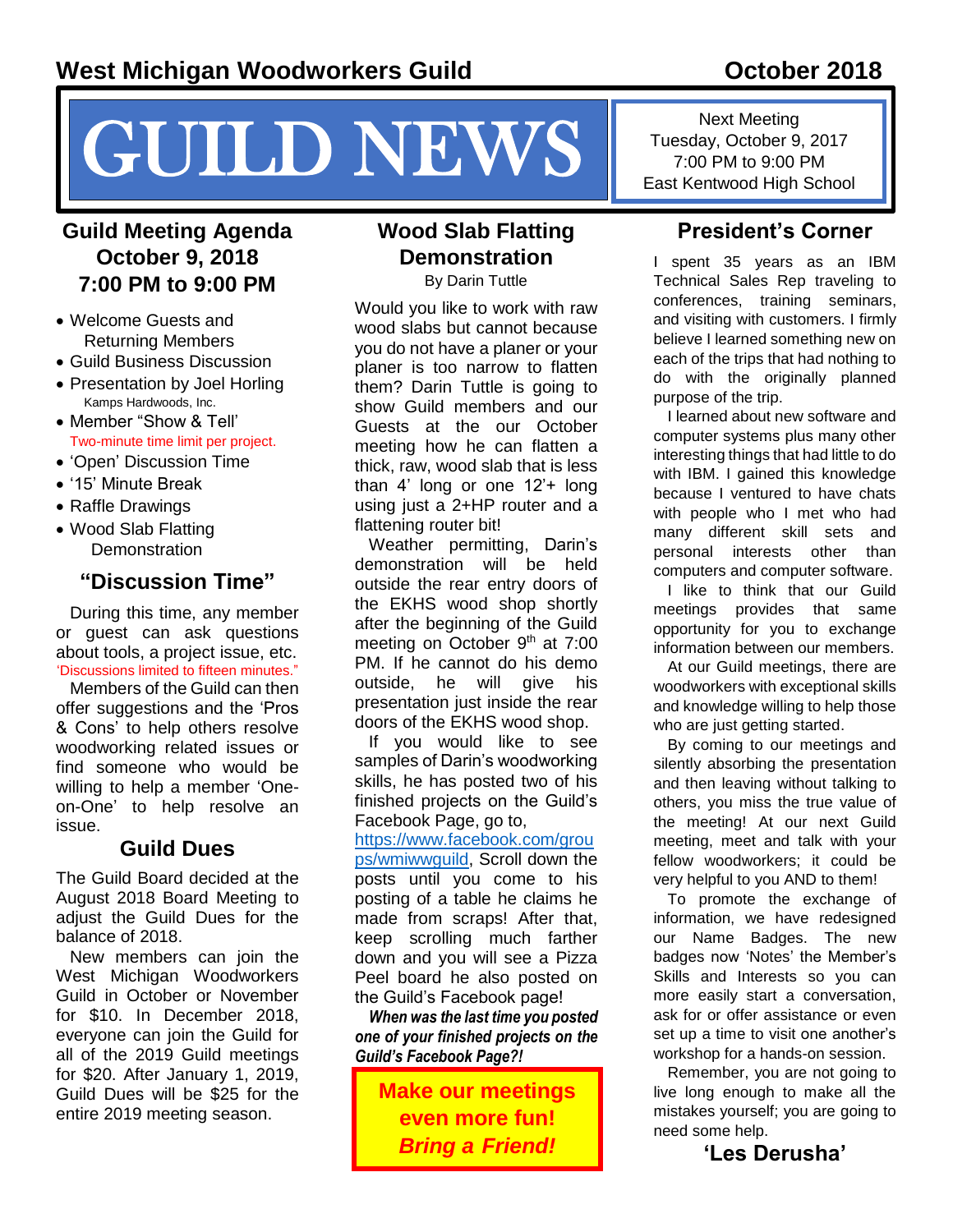West Michigan Woodworkers Guild — October 2018

# GUILD NEWS

Next Meeting
Tuesday, October 9, 2017
7:00 PM to 9:00 PM
East Kentwood High School

## Guild Meeting Agenda October 9, 2018 7:00 PM to 9:00 PM

- Welcome Guests and Returning Members
- Guild Business Discussion
- Presentation by Joel Horling
  Kamps Hardwoods, Inc.
- Member "Show & Tell'
  Two-minute time limit per project.
- 'Open' Discussion Time
- '15' Minute Break
- Raffle Drawings
- Wood Slab Flatting Demonstration

## "Discussion Time"

During this time, any member or guest can ask questions about tools, a project issue, etc. 'Discussions limited to fifteen minutes."

Members of the Guild can then offer suggestions and the 'Pros & Cons' to help others resolve woodworking related issues or find someone who would be willing to help a member 'One-on-One' to help resolve an issue.

## Guild Dues

The Guild Board decided at the August 2018 Board Meeting to adjust the Guild Dues for the balance of 2018.

New members can join the West Michigan Woodworkers Guild in October or November for $10. In December 2018, everyone can join the Guild for all of the 2019 Guild meetings for $20. After January 1, 2019, Guild Dues will be $25 for the entire 2019 meeting season.

## Wood Slab Flatting Demonstration

By Darin Tuttle

Would you like to work with raw wood slabs but cannot because you do not have a planer or your planer is too narrow to flatten them? Darin Tuttle is going to show Guild members and our Guests at the our October meeting how he can flatten a thick, raw, wood slab that is less than 4' long or one 12'+ long using just a 2+HP router and a flattening router bit!

Weather permitting, Darin's demonstration will be held outside the rear entry doors of the EKHS wood shop shortly after the beginning of the Guild meeting on October 9th at 7:00 PM. If he cannot do his demo outside, he will give his presentation just inside the rear doors of the EKHS wood shop.

If you would like to see samples of Darin's woodworking skills, he has posted two of his finished projects on the Guild's Facebook Page, go to, https://www.facebook.com/groups/wmiwwguild, Scroll down the posts until you come to his posting of a table he claims he made from scraps! After that, keep scrolling much farther down and you will see a Pizza Peel board he also posted on the Guild's Facebook page!

***When was the last time you posted one of your finished projects on the Guild's Facebook Page?!***

**Make our meetings even more fun!**
***Bring a Friend!***

## President's Corner

I spent 35 years as an IBM Technical Sales Rep traveling to conferences, training seminars, and visiting with customers. I firmly believe I learned something new on each of the trips that had nothing to do with the originally planned purpose of the trip.

I learned about new software and computer systems plus many other interesting things that had little to do with IBM. I gained this knowledge because I ventured to have chats with people who I met who had many different skill sets and personal interests other than computers and computer software.

I like to think that our Guild meetings provides that same opportunity for you to exchange information between our members.

At our Guild meetings, there are woodworkers with exceptional skills and knowledge willing to help those who are just getting started.

By coming to our meetings and silently absorbing the presentation and then leaving without talking to others, you miss the true value of the meeting! At our next Guild meeting, meet and talk with your fellow woodworkers; it could be very helpful to you AND to them!

To promote the exchange of information, we have redesigned our Name Badges. The new badges now 'Notes' the Member's Skills and Interests so you can more easily start a conversation, ask for or offer assistance or even set up a time to visit one another's workshop for a hands-on session.

Remember, you are not going to live long enough to make all the mistakes yourself; you are going to need some help.

**'Les Derusha'**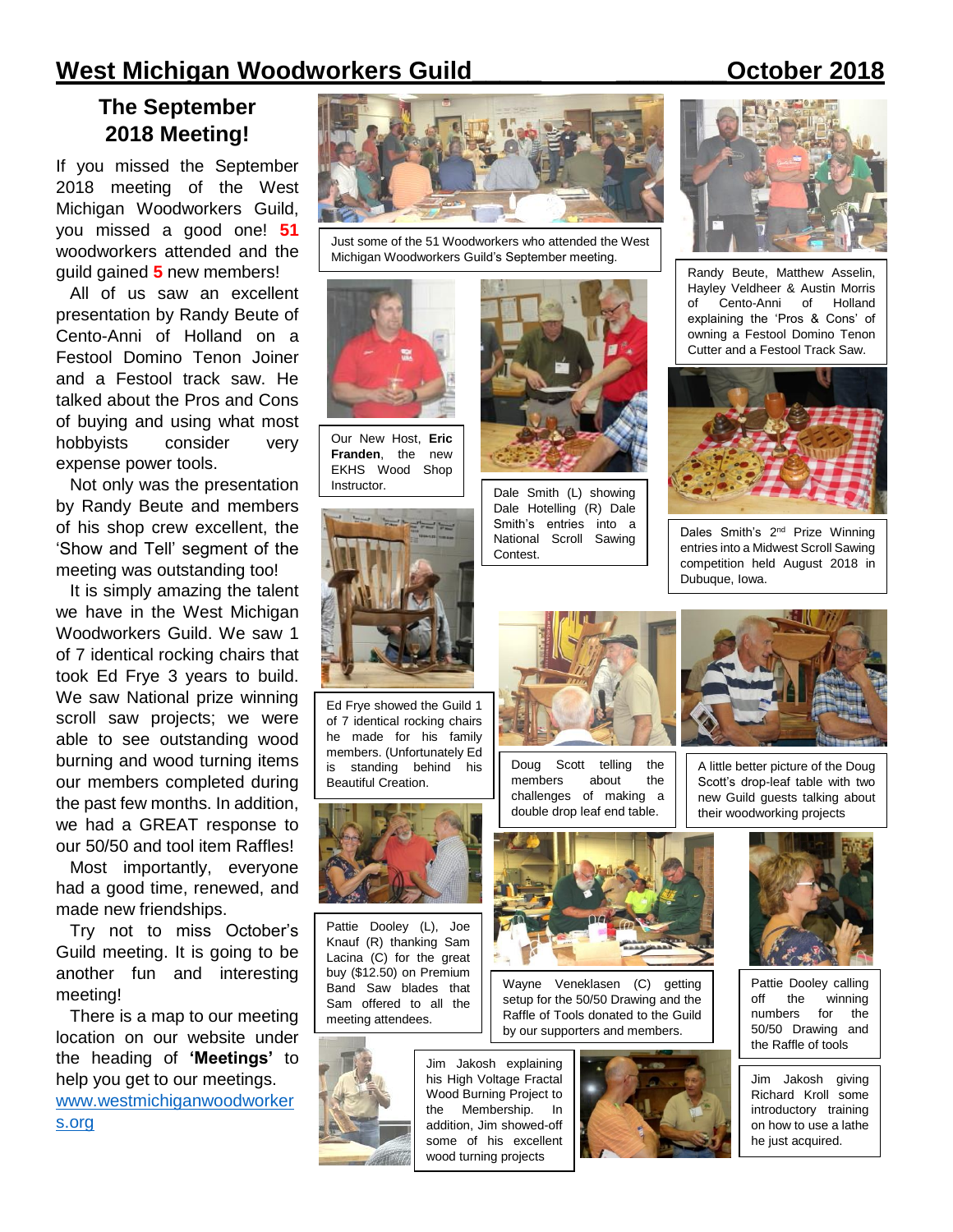# West Michigan Woodworkers Guild October 2018

## The September 2018 Meeting!

If you missed the September 2018 meeting of the West Michigan Woodworkers Guild, you missed a good one! **51** woodworkers attended and the guild gained **5** new members!

All of us saw an excellent presentation by Randy Beute of Cento-Anni of Holland on a Festool Domino Tenon Joiner and a Festool track saw. He talked about the Pros and Cons of buying and using what most hobbyists consider very expense power tools.

Not only was the presentation by Randy Beute and members of his shop crew excellent, the 'Show and Tell' segment of the meeting was outstanding too!

It is simply amazing the talent we have in the West Michigan Woodworkers Guild. We saw 1 of 7 identical rocking chairs that took Ed Frye 3 years to build. We saw National prize winning scroll saw projects; we were able to see outstanding wood burning and wood turning items our members completed during the past few months. In addition, we had a GREAT response to our 50/50 and tool item Raffles!

Most importantly, everyone had a good time, renewed, and made new friendships.

Try not to miss October's Guild meeting. It is going to be another fun and interesting meeting!

There is a map to our meeting location on our website under the heading of **'Meetings'** to help you get to our meetings.
www.westmichiganwoodworkers.org

Just some of the 51 Woodworkers who attended the West Michigan Woodworkers Guild's September meeting.

Randy Beute, Matthew Asselin, Hayley Veldheer & Austin Morris of Cento-Anni of Holland explaining the 'Pros & Cons' of owning a Festool Domino Tenon Cutter and a Festool Track Saw.

Our New Host, **Eric Franden**, the new EKHS Wood Shop Instructor.

Dale Smith (L) showing Dale Hotelling (R) Dale Smith's entries into a National Scroll Sawing Contest.

Dales Smith's 2nd Prize Winning entries into a Midwest Scroll Sawing competition held August 2018 in Dubuque, Iowa.

Ed Frye showed the Guild 1 of 7 identical rocking chairs he made for his family members. (Unfortunately Ed is standing behind his Beautiful Creation.

Doug Scott telling the members about the challenges of making a double drop leaf end table.

A little better picture of the Doug Scott's drop-leaf table with two new Guild guests talking about their woodworking projects

Pattie Dooley (L), Joe Knauf (R) thanking Sam Lacina (C) for the great buy ($12.50) on Premium Band Saw blades that Sam offered to all the meeting attendees.

Wayne Veneklasen (C) getting setup for the 50/50 Drawing and the Raffle of Tools donated to the Guild by our supporters and members.

Pattie Dooley calling off the winning numbers for the 50/50 Drawing and the Raffle of tools

Jim Jakosh explaining his High Voltage Fractal Wood Burning Project to the Membership. In addition, Jim showed-off some of his excellent wood turning projects

Jim Jakosh giving Richard Kroll some introductory training on how to use a lathe he just acquired.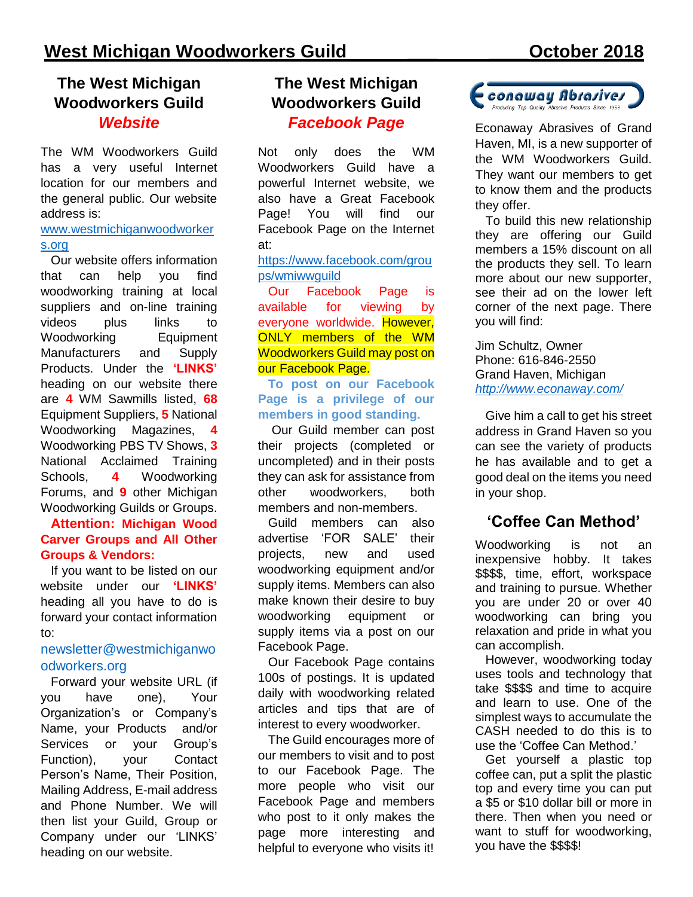## The West Michigan Woodworkers Guild *Website*

The WM Woodworkers Guild has a very useful Internet location for our members and the general public. Our website address is:

www.westmichiganwoodworkers.org

Our website offers information that can help you find woodworking training at local suppliers and on-line training videos plus links to Woodworking Equipment Manufacturers and Supply Products. Under the **'LINKS'** heading on our website there are **4** WM Sawmills listed, **68** Equipment Suppliers, **5** National Woodworking Magazines, **4** Woodworking PBS TV Shows, **3** National Acclaimed Training Schools, **4** Woodworking Forums, and **9** other Michigan Woodworking Guilds or Groups.

**Attention: Michigan Wood Carver Groups and All Other Groups & Vendors:**

If you want to be listed on our website under our **'LINKS'** heading all you have to do is forward your contact information to:

newsletter@westmichiganwoodworkers.org

Forward your website URL (if you have one), Your Organization's or Company's Name, your Products and/or Services or your Group's Function), your Contact Person's Name, Their Position, Mailing Address, E-mail address and Phone Number. We will then list your Guild, Group or Company under our 'LINKS' heading on our website.

## The West Michigan Woodworkers Guild *Facebook Page*

Not only does the WM Woodworkers Guild have a powerful Internet website, we also have a Great Facebook Page! You will find our Facebook Page on the Internet at:

https://www.facebook.com/groups/wmiwwguild

Our Facebook Page is available for viewing by everyone worldwide. However, ONLY members of the WM Woodworkers Guild may post on our Facebook Page.

**To post on our Facebook Page is a privilege of our members in good standing.**

Our Guild member can post their projects (completed or uncompleted) and in their posts they can ask for assistance from other woodworkers, both members and non-members.

Guild members can also advertise 'FOR SALE' their projects, new and used woodworking equipment and/or supply items. Members can also make known their desire to buy woodworking equipment or supply items via a post on our Facebook Page.

Our Facebook Page contains 100s of postings. It is updated daily with woodworking related articles and tips that are of interest to every woodworker.

The Guild encourages more of our members to visit and to post to our Facebook Page. The more people who visit our Facebook Page and members who post to it only makes the page more interesting and helpful to everyone who visits it!

**Econaway Abrasives**
Producing Top Quality Abrasive Products Since 1953

Econaway Abrasives of Grand Haven, MI, is a new supporter of the WM Woodworkers Guild. They want our members to get to know them and the products they offer.

To build this new relationship they are offering our Guild members a 15% discount on all the products they sell. To learn more about our new supporter, see their ad on the lower left corner of the next page. There you will find:

Jim Schultz, Owner
Phone: 616-846-2550
Grand Haven, Michigan
*http://www.econaway.com/*

Give him a call to get his street address in Grand Haven so you can see the variety of products he has available and to get a good deal on the items you need in your shop.

## 'Coffee Can Method'

Woodworking is not an inexpensive hobby. It takes $$$$, time, effort, workspace and training to pursue. Whether you are under 20 or over 40 woodworking can bring you relaxation and pride in what you can accomplish.

However, woodworking today uses tools and technology that take $$$$ and time to acquire and learn to use. One of the simplest ways to accumulate the CASH needed to do this is to use the 'Coffee Can Method.'

Get yourself a plastic top coffee can, put a split the plastic top and every time you can put a $5 or $10 dollar bill or more in there. Then when you need or want to stuff for woodworking, you have the $$$$!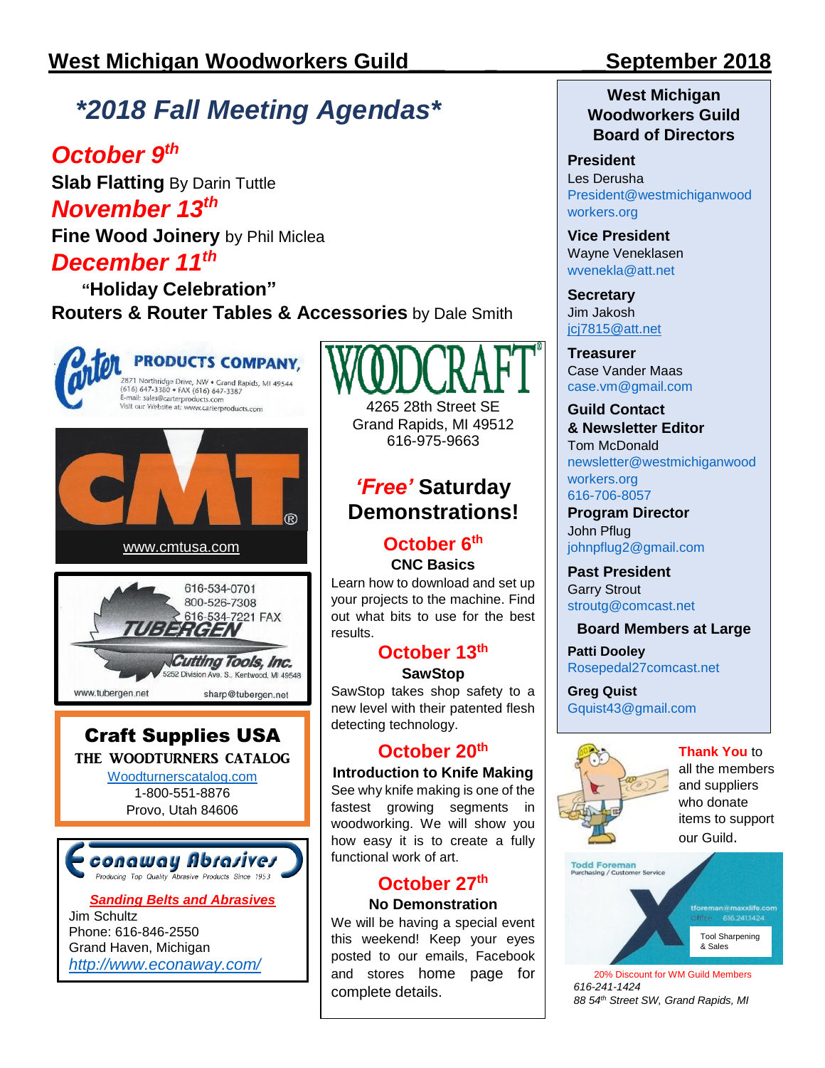# West Michigan Woodworkers Guild — September 2018

## *2018 Fall Meeting Agendas*

### *October 9th*

**Slab Flatting** By Darin Tuttle

### *November 13th*

**Fine Wood Joinery** by Phil Miclea

### *December 11th*

**"Holiday Celebration"**

**Routers & Router Tables & Accessories** by Dale Smith

---

**Carter PRODUCTS COMPANY,**
2871 Northridge Drive, NW • Grand Rapids, MI 49544
(616) 647-3380 • FAX (616) 647-3387
E-mail: sales@carterproducts.com
Visit our Website at: www.carterproducts.com

**CMT**
www.cmtusa.com

**TUBERGEN Cutting Tools, Inc.**
616-534-0701
800-526-7308
616-534-7221 FAX
5252 Division Ave. S., Kentwood, MI 49548
www.tubergen.net
sharp@tubergen.net

**Craft Supplies USA**
**THE WOODTURNERS CATALOG**
Woodturnerscatalog.com
1-800-551-8876
Provo, Utah 84606

**conaway Abrasives**
Producing Top Quality Abrasive Products Since 1953

***Sanding Belts and Abrasives***
Jim Schultz
Phone: 616-846-2550
Grand Haven, Michigan
*http://www.econaway.com/*

---

**WOODCRAFT**
4265 28th Street SE
Grand Rapids, MI 49512
616-975-9663

## *'Free'* Saturday Demonstrations!

### October 6th

**CNC Basics**

Learn how to download and set up your projects to the machine. Find out what bits to use for the best results.

### October 13th

**SawStop**

SawStop takes shop safety to a new level with their patented flesh detecting technology.

### October 20th

**Introduction to Knife Making**

See why knife making is one of the fastest growing segments in woodworking. We will show you how easy it is to create a fully functional work of art.

### October 27th

**No Demonstration**

We will be having a special event this weekend! Keep your eyes posted to our emails, Facebook and stores home page for complete details.

---

### West Michigan Woodworkers Guild Board of Directors

**President**
Les Derusha
President@westmichiganwoodworkers.org

**Vice President**
Wayne Veneklasen
wvenekla@att.net

**Secretary**
Jim Jakosh
jcj7815@att.net

**Treasurer**
Case Vander Maas
case.vm@gmail.com

**Guild Contact & Newsletter Editor**
Tom McDonald
newsletter@westmichiganwoodworkers.org
616-706-8057

**Program Director**
John Pflug
johnpflug2@gmail.com

**Past President**
Garry Strout
stroutg@comcast.net

**Board Members at Large**

**Patti Dooley**
Rosepedal27comcast.net

**Greg Quist**
Gquist43@gmail.com

**Thank You** to all the members and suppliers who donate items to support our Guild.

Todd Foreman
Purchasing / Customer Service
tforeman@maxxlife.com
Office 616.241.1424
Tool Sharpening & Sales

20% Discount for WM Guild Members
*616-241-1424*
*88 54th Street SW, Grand Rapids, MI*